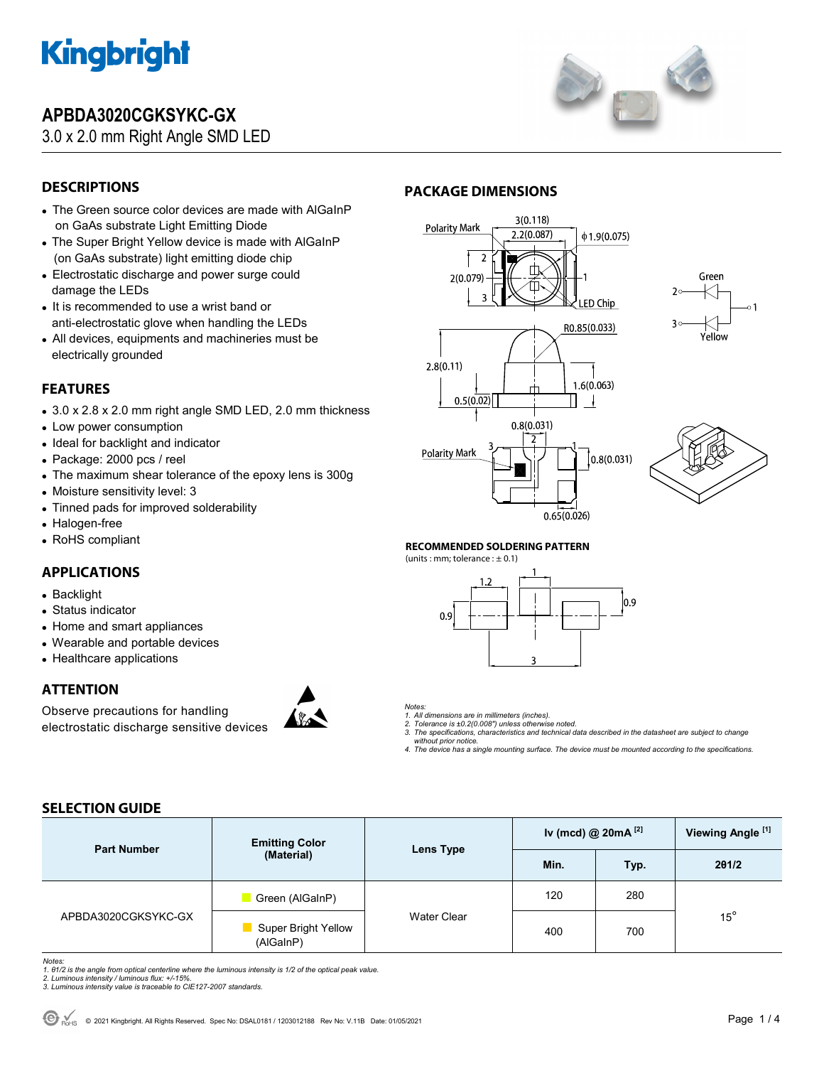# APBDA3020CGKSYKC-GX

3.0 x 2.0 mm Right Angle SMD LED

## DESCRIPTIONS

- The Green source color devices are made with AlGaInP on GaAs substrate Light Emitting Diode
- The Super Bright Yellow device is made with AlGaInP (on GaAs substrate) light emitting diode chip
- Electrostatic discharge and power surge could damage the LEDs
- It is recommended to use a wrist band or anti-electrostatic glove when handling the LEDs
- All devices, equipments and machineries must be electrically grounded

## FEATURES

- 3.0 x 2.8 x 2.0 mm right angle SMD LED, 2.0 mm thickness
- Low power consumption
- Ideal for backlight and indicator
- Package: 2000 pcs / reel
- The maximum shear tolerance of the epoxy lens is 300g
- Moisture sensitivity level: 3
- Tinned pads for improved solderability
- Halogen-free
- RoHS compliant

## APPLICATIONS

- Backlight
- Status indicator
- Home and smart appliances
- Wearable and portable devices
- Healthcare applications

## ATTENTION

Observe precautions for handling electrostatic discharge sensitive devices

## PACKAGE DIMENSIONS

Polarity Mark, 3(0.118), 2.2(0.087), ϕ1.9(0.075), 2(0.079), LED Chip, R0.85(0.033), 2.8(0.11), 1.6(0.063), 0.5(0.02), 0.8(0.031), 0.8(0.031), 0.65(0.026)

Green: 2 — 1; Yellow: 3 — 1

### RECOMMENDED SOLDERING PATTERN

(units : mm; tolerance : ± 0.1)

1.2, 1, 0.9, 0.9, 3

*Notes:*
*1. All dimensions are in millimeters (inches).*
*2. Tolerance is ±0.2(0.008") unless otherwise noted.*
*3. The specifications, characteristics and technical data described in the datasheet are subject to change without prior notice.*
*4. The device has a single mounting surface. The device must be mounted according to the specifications.*

## SELECTION GUIDE

| Part Number | Emitting Color (Material) | Lens Type | Iv (mcd) @ 20mA [2] | | Viewing Angle [1] |
|---|---|---|---|---|---|
| | | | Min. | Typ. | 2θ1/2 |
| APBDA3020CGKSYKC-GX | Green (AlGaInP) | Water Clear | 120 | 280 | 15° |
| | Super Bright Yellow (AlGaInP) | | 400 | 700 | |

*Notes:*
*1. θ1/2 is the angle from optical centerline where the luminous intensity is 1/2 of the optical peak value.*
*2. Luminous intensity / luminous flux: +/-15%.*
*3. Luminous intensity value is traceable to CIE127-2007 standards.*

© 2021 Kingbright. All Rights Reserved. Spec No: DSAL0181 / 1203012188 Rev No: V.11B Date: 01/05/2021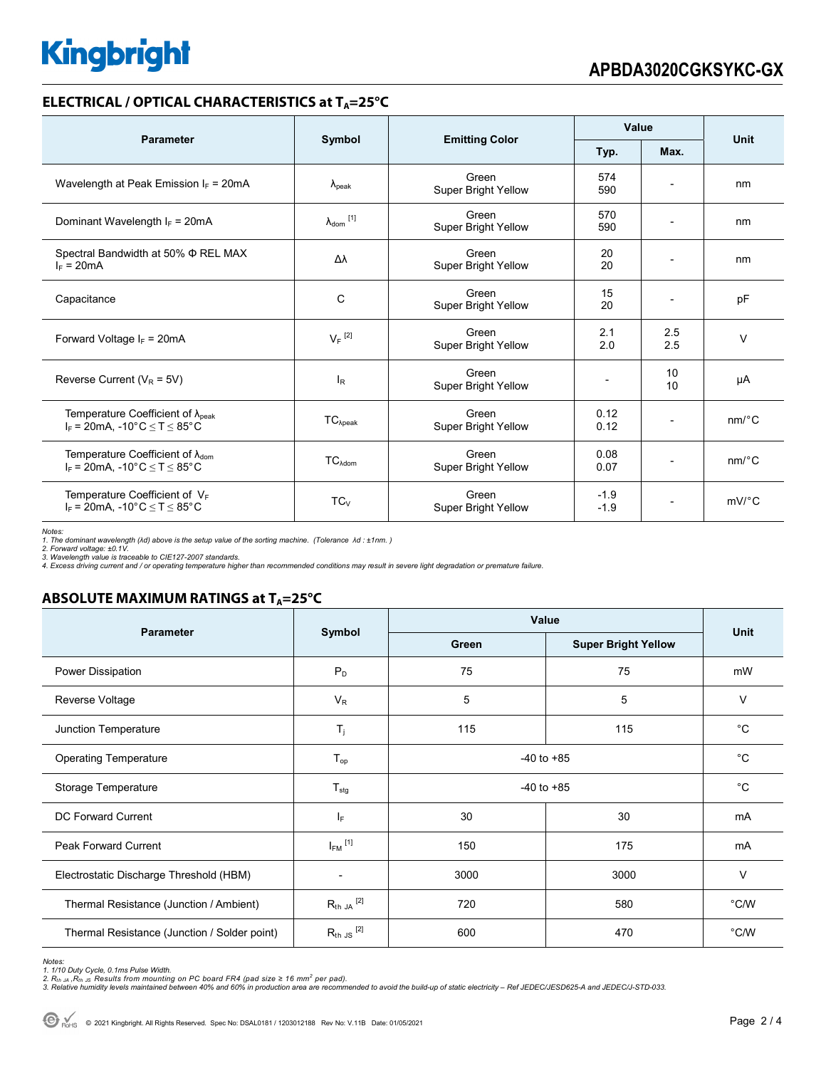## ELECTRICAL / OPTICAL CHARACTERISTICS at $T_A$=25°C

| Parameter | Symbol | Emitting Color | Value | | Unit |
|---|---|---|---|---|---|
| | | | Typ. | Max. | |
| Wavelength at Peak Emission $I_F$ = 20mA | $\lambda_{peak}$ | Green<br>Super Bright Yellow | 574<br>590 | - | nm |
| Dominant Wavelength $I_F$ = 20mA | $\lambda_{dom}$ [1] | Green<br>Super Bright Yellow | 570<br>590 | - | nm |
| Spectral Bandwidth at 50% Φ REL MAX<br>$I_F$ = 20mA | Δλ | Green<br>Super Bright Yellow | 20<br>20 | - | nm |
| Capacitance | C | Green<br>Super Bright Yellow | 15<br>20 | - | pF |
| Forward Voltage $I_F$ = 20mA | $V_F$ [2] | Green<br>Super Bright Yellow | 2.1<br>2.0 | 2.5<br>2.5 | V |
| Reverse Current ($V_R$ = 5V) | $I_R$ | Green<br>Super Bright Yellow | - | 10<br>10 | μA |
| Temperature Coefficient of $\lambda_{peak}$<br>$I_F$ = 20mA, -10°C ≤ T ≤ 85°C | $TC_{\lambda peak}$ | Green<br>Super Bright Yellow | 0.12<br>0.12 | - | nm/°C |
| Temperature Coefficient of $\lambda_{dom}$<br>$I_F$ = 20mA, -10°C ≤ T ≤ 85°C | $TC_{\lambda dom}$ | Green<br>Super Bright Yellow | 0.08<br>0.07 | - | nm/°C |
| Temperature Coefficient of $V_F$<br>$I_F$ = 20mA, -10°C ≤ T ≤ 85°C | $TC_V$ | Green<br>Super Bright Yellow | -1.9<br>-1.9 | - | mV/°C |

*Notes:*
*1. The dominant wavelength (λd) above is the setup value of the sorting machine. (Tolerance λd : ±1nm. )*
*2. Forward voltage: ±0.1V.*
*3. Wavelength value is traceable to CIE127-2007 standards.*
*4. Excess driving current and / or operating temperature higher than recommended conditions may result in severe light degradation or premature failure.*

## ABSOLUTE MAXIMUM RATINGS at $T_A$=25°C

| Parameter | Symbol | Value | | Unit |
|---|---|---|---|---|
| | | Green | Super Bright Yellow | |
| Power Dissipation | $P_D$ | 75 | 75 | mW |
| Reverse Voltage | $V_R$ | 5 | 5 | V |
| Junction Temperature | $T_j$ | 115 | 115 | °C |
| Operating Temperature | $T_{op}$ | -40 to +85 | | °C |
| Storage Temperature | $T_{stg}$ | -40 to +85 | | °C |
| DC Forward Current | $I_F$ | 30 | 30 | mA |
| Peak Forward Current | $I_{FM}$ [1] | 150 | 175 | mA |
| Electrostatic Discharge Threshold (HBM) | - | 3000 | 3000 | V |
| Thermal Resistance (Junction / Ambient) | $R_{th\ JA}$ [2] | 720 | 580 | °C/W |
| Thermal Resistance (Junction / Solder point) | $R_{th\ JS}$ [2] | 600 | 470 | °C/W |

*Notes:*
*1. 1/10 Duty Cycle, 0.1ms Pulse Width.*
*2. $R_{th\ JA}$ ,$R_{th\ JS}$ Results from mounting on PC board FR4 (pad size ≥ 16 $mm^2$ per pad).*
*3. Relative humidity levels maintained between 40% and 60% in production area are recommended to avoid the build-up of static electricity – Ref JEDEC/JESD625-A and JEDEC/J-STD-033.*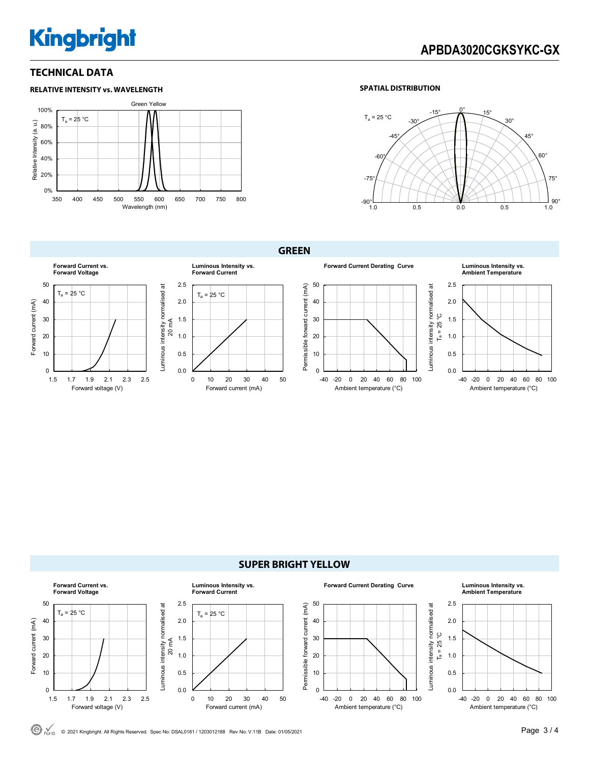## TECHNICAL DATA

### RELATIVE INTENSITY vs. WAVELENGTH

Green Yellow

$T_a$ = 25 °C

Relative Intensity (a.u.)

Wavelength (nm)

### SPATIAL DISTRIBUTION

$T_a$ = 25 °C

## GREEN

**Forward Current vs. Forward Voltage**

$T_a$ = 25 °C

Forward current (mA)

Forward voltage (V)

**Luminous Intensity vs. Forward Current**

$T_a$ = 25 °C

Luminous intensity normalised at 20 mA

Forward current (mA)

**Forward Current Derating Curve**

Permissible forward current (mA)

Ambient temperature (°C)

**Luminous Intensity vs. Ambient Temperature**

Luminous intensity normalised at $T_a$ = 25 °C

Ambient temperature (°C)

## SUPER BRIGHT YELLOW

**Forward Current vs. Forward Voltage**

$T_a$ = 25 °C

Forward current (mA)

Forward voltage (V)

**Luminous Intensity vs. Forward Current**

$T_a$ = 25 °C

Luminous intensity normalised at 20 mA

Forward current (mA)

**Forward Current Derating Curve**

Permissible forward current (mA)

Ambient temperature (°C)

**Luminous Intensity vs. Ambient Temperature**

Luminous intensity normalised at $T_a$ = 25 °C

Ambient temperature (°C)

© 2021 Kingbright. All Rights Reserved. Spec No: DSAL0181 / 1203012188 Rev No: V.11B Date: 01/05/2021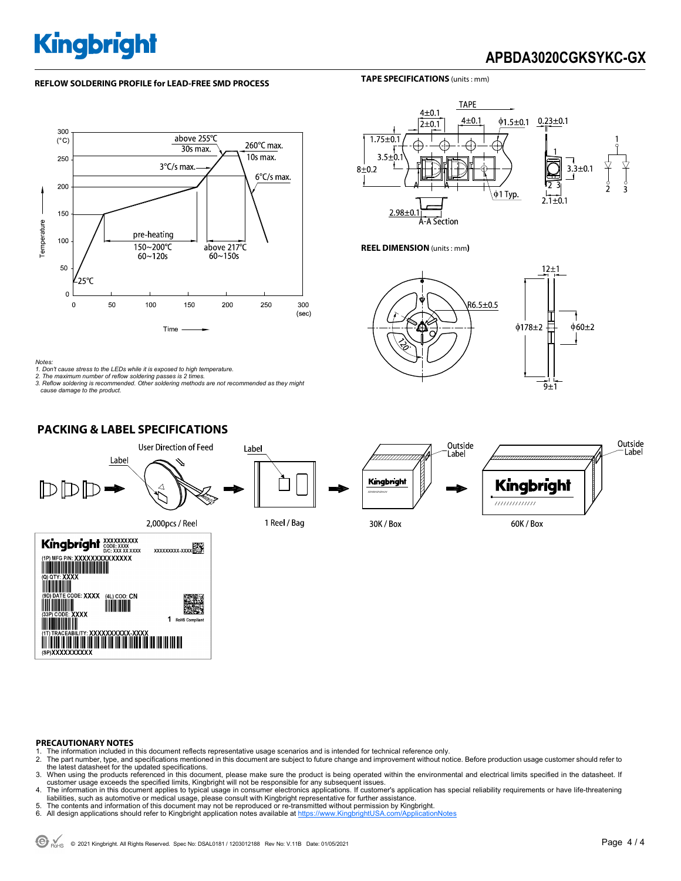## REFLOW SOLDERING PROFILE for LEAD-FREE SMD PROCESS

300
(°C)
250
200
150
100
50
0
Temperature
0
50
100
150
200
250
300
(sec)
Time

above 255°C
30s max.
260°C max.
10s max.
3°C/s max.
6°C/s max.
pre-heating
150~200°C
60~120s
above 217°C
60~150s
25°C

*Notes:*
*1. Don't cause stress to the LEDs while it is exposed to high temperature.*
*2. The maximum number of reflow soldering passes is 2 times.*
*3. Reflow soldering is recommended. Other soldering methods are not recommended as they might cause damage to the product.*

## TAPE SPECIFICATIONS (units : mm)

TAPE
4±0.1
2±0.1
4±0.1
ϕ1.5±0.1
0.23±0.1
1.75±0.1
3.5±0.1
8±0.2
ϕ1 Typ.
2.98±0.1
A-A Section
3.3±0.1
2.1±0.1
1
2 3

## REEL DIMENSION (units : mm)

R6.5±0.5
120°
12±1
ϕ178±2
ϕ60±2
9±1

## PACKING & LABEL SPECIFICATIONS

User Direction of Feed
Label
Label
Outside Label
Outside Label
2,000pcs / Reel
1 Reel / Bag
30K / Box
60K / Box

Kingbright XXXXXXXXX CODE: XXXX D/C: XXX XX XXXX XXXXXXXXX-XXXX
(1P) MFG P/N: XXXXXXXXXXXXXX
(Q) QTY: XXXX
(9D) DATE CODE: XXXX (4L) COO: CN
(33P) CODE: XXXX
1 RoHS Compliant
(1T) TRACEABILITY: XXXXXXXXXX-XXXX
(SP)XXXXXXXXXX

## PRECAUTIONARY NOTES

1. The information included in this document reflects representative usage scenarios and is intended for technical reference only.
2. The part number, type, and specifications mentioned in this document are subject to future change and improvement without notice. Before production usage customer should refer to the latest datasheet for the updated specifications.
3. When using the products referenced in this document, please make sure the product is being operated within the environmental and electrical limits specified in the datasheet. If customer usage exceeds the specified limits, Kingbright will not be responsible for any subsequent issues.
4. The information in this document applies to typical usage in consumer electronics applications. If customer's application has special reliability requirements or have life-threatening liabilities, such as automotive or medical usage, please consult with Kingbright representative for further assistance.
5. The contents and information of this document may not be reproduced or re-transmitted without permission by Kingbright.
6. All design applications should refer to Kingbright application notes available at https://www.KingbrightUSA.com/ApplicationNotes

© 2021 Kingbright. All Rights Reserved. Spec No: DSAL0181 / 1203012188 Rev No: V.11B Date: 01/05/2021